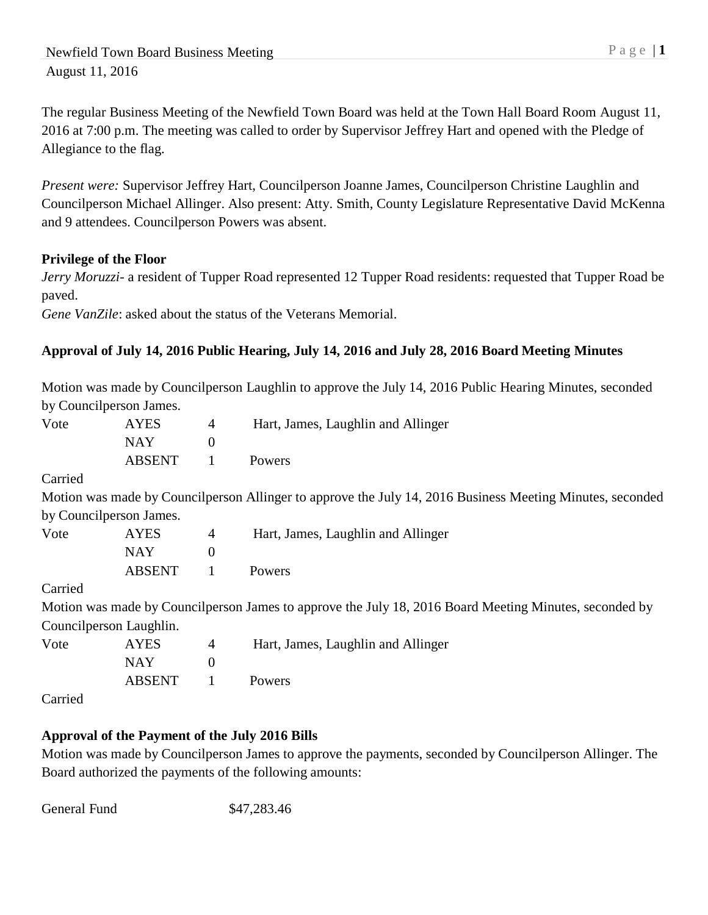Newfield Town Board Business Meeting
August 11, 2016

The regular Business Meeting of the Newfield Town Board was held at the Town Hall Board Room August 11, 2016 at 7:00 p.m. The meeting was called to order by Supervisor Jeffrey Hart and opened with the Pledge of Allegiance to the flag.

*Present were:* Supervisor Jeffrey Hart, Councilperson Joanne James, Councilperson Christine Laughlin and Councilperson Michael Allinger. Also present: Atty. Smith, County Legislature Representative David McKenna and 9 attendees. Councilperson Powers was absent.

**Privilege of the Floor**

*Jerry Moruzzi*- a resident of Tupper Road represented 12 Tupper Road residents: requested that Tupper Road be paved.

*Gene VanZile*: asked about the status of the Veterans Memorial.

**Approval of July 14, 2016 Public Hearing, July 14, 2016 and July 28, 2016 Board Meeting Minutes**

Motion was made by Councilperson Laughlin to approve the July 14, 2016 Public Hearing Minutes, seconded by Councilperson James.

| Vote | AYES | 4 | Hart, James, Laughlin and Allinger |
|---|---|---|---|
| | NAY | 0 | |
| | ABSENT | 1 | Powers |

Carried

Motion was made by Councilperson Allinger to approve the July 14, 2016 Business Meeting Minutes, seconded by Councilperson James.

| Vote | AYES | 4 | Hart, James, Laughlin and Allinger |
|---|---|---|---|
| | NAY | 0 | |
| | ABSENT | 1 | Powers |

Carried

Motion was made by Councilperson James to approve the July 18, 2016 Board Meeting Minutes, seconded by Councilperson Laughlin.

| Vote | AYES | 4 | Hart, James, Laughlin and Allinger |
|---|---|---|---|
| | NAY | 0 | |
| | ABSENT | 1 | Powers |

Carried

**Approval of the Payment of the July 2016 Bills**

Motion was made by Councilperson James to approve the payments, seconded by Councilperson Allinger. The Board authorized the payments of the following amounts:

General Fund $47,283.46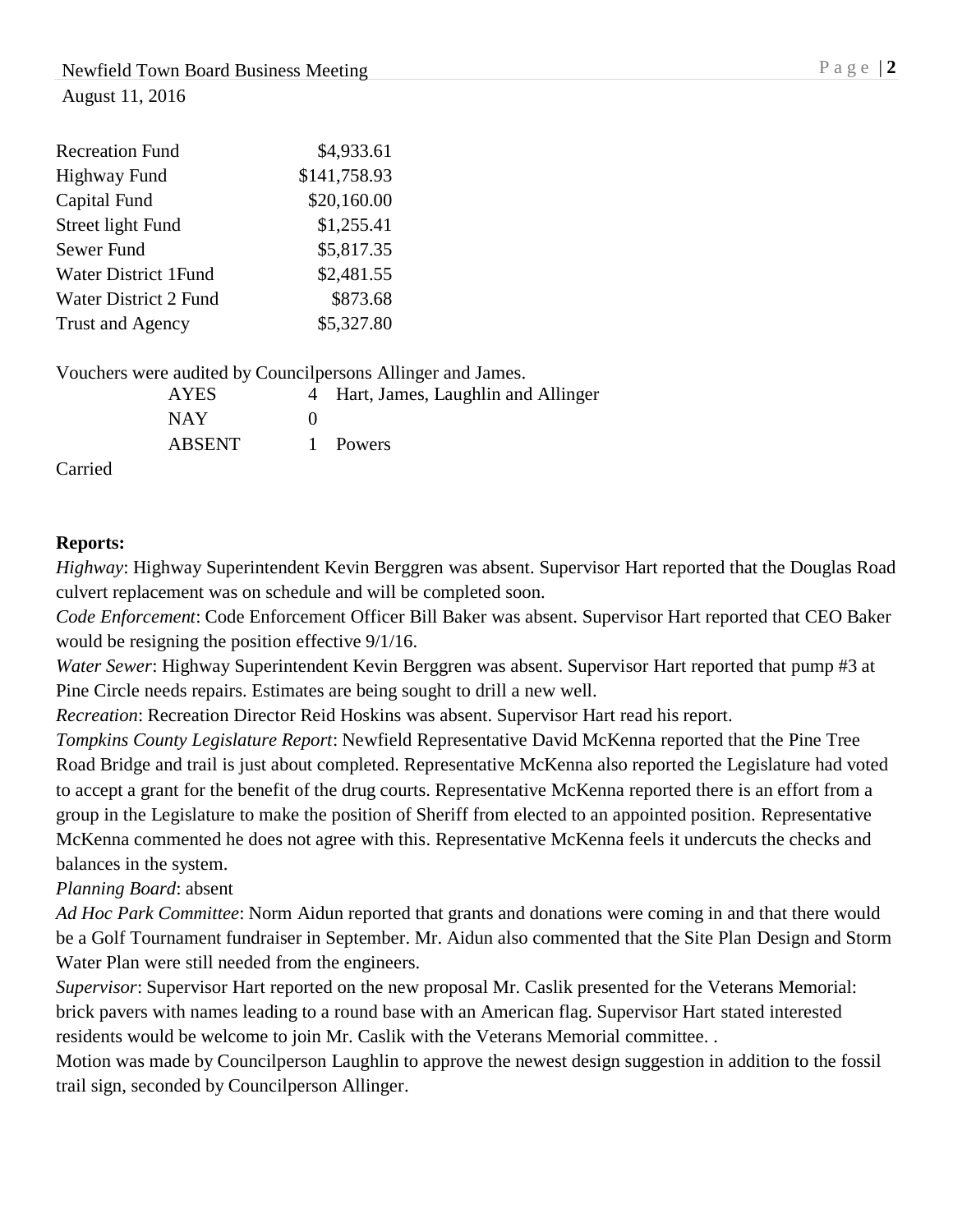| | |
|---|---|
| Recreation Fund | $4,933.61 |
| Highway Fund | $141,758.93 |
| Capital Fund | $20,160.00 |
| Street light Fund | $1,255.41 |
| Sewer Fund | $5,817.35 |
| Water District 1Fund | $2,481.55 |
| Water District 2 Fund | $873.68 |
| Trust and Agency | $5,327.80 |

Vouchers were audited by Councilpersons Allinger and James.

| | | |
|---|---|---|
| AYES | 4 | Hart, James, Laughlin and Allinger |
| NAY | 0 | |
| ABSENT | 1 | Powers |

Carried

**Reports:**

*Highway*: Highway Superintendent Kevin Berggren was absent. Supervisor Hart reported that the Douglas Road culvert replacement was on schedule and will be completed soon.

*Code Enforcement*: Code Enforcement Officer Bill Baker was absent. Supervisor Hart reported that CEO Baker would be resigning the position effective 9/1/16.

*Water Sewer*: Highway Superintendent Kevin Berggren was absent. Supervisor Hart reported that pump #3 at Pine Circle needs repairs. Estimates are being sought to drill a new well.

*Recreation*: Recreation Director Reid Hoskins was absent. Supervisor Hart read his report.

*Tompkins County Legislature Report*: Newfield Representative David McKenna reported that the Pine Tree Road Bridge and trail is just about completed. Representative McKenna also reported the Legislature had voted to accept a grant for the benefit of the drug courts. Representative McKenna reported there is an effort from a group in the Legislature to make the position of Sheriff from elected to an appointed position. Representative McKenna commented he does not agree with this. Representative McKenna feels it undercuts the checks and balances in the system.

*Planning Board*: absent

*Ad Hoc Park Committee*: Norm Aidun reported that grants and donations were coming in and that there would be a Golf Tournament fundraiser in September. Mr. Aidun also commented that the Site Plan Design and Storm Water Plan were still needed from the engineers.

*Supervisor*: Supervisor Hart reported on the new proposal Mr. Caslik presented for the Veterans Memorial: brick pavers with names leading to a round base with an American flag. Supervisor Hart stated interested residents would be welcome to join Mr. Caslik with the Veterans Memorial committee. .

Motion was made by Councilperson Laughlin to approve the newest design suggestion in addition to the fossil trail sign, seconded by Councilperson Allinger.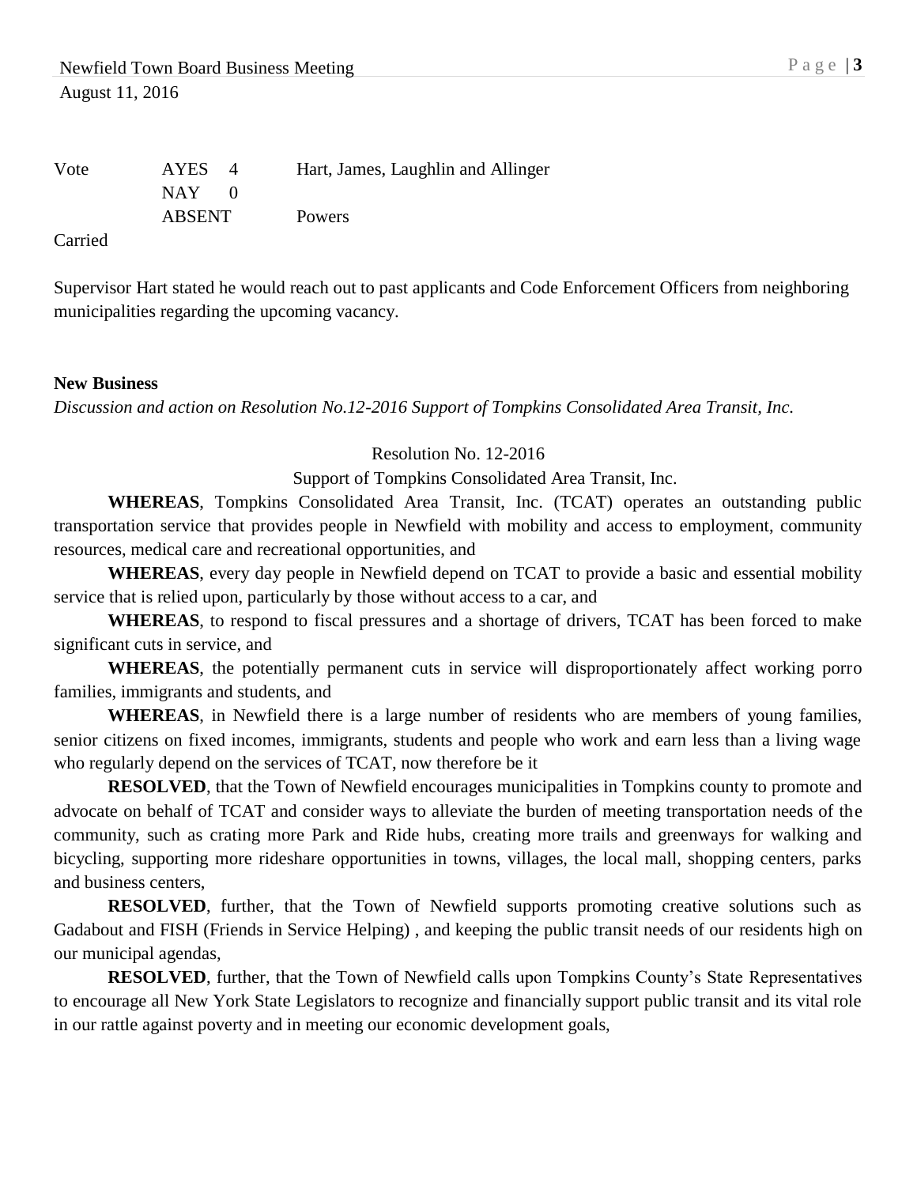| Vote | AYES 4 | Hart, James, Laughlin and Allinger |
|---|---|---|
| | NAY 0 | |
| | ABSENT | Powers |

Carried

Supervisor Hart stated he would reach out to past applicants and Code Enforcement Officers from neighboring municipalities regarding the upcoming vacancy.

**New Business**

*Discussion and action on Resolution No.12-2016 Support of Tompkins Consolidated Area Transit, Inc.*

Resolution No. 12-2016

Support of Tompkins Consolidated Area Transit, Inc.

**WHEREAS**, Tompkins Consolidated Area Transit, Inc. (TCAT) operates an outstanding public transportation service that provides people in Newfield with mobility and access to employment, community resources, medical care and recreational opportunities, and

**WHEREAS**, every day people in Newfield depend on TCAT to provide a basic and essential mobility service that is relied upon, particularly by those without access to a car, and

**WHEREAS**, to respond to fiscal pressures and a shortage of drivers, TCAT has been forced to make significant cuts in service, and

**WHEREAS**, the potentially permanent cuts in service will disproportionately affect working porro families, immigrants and students, and

**WHEREAS**, in Newfield there is a large number of residents who are members of young families, senior citizens on fixed incomes, immigrants, students and people who work and earn less than a living wage who regularly depend on the services of TCAT, now therefore be it

**RESOLVED**, that the Town of Newfield encourages municipalities in Tompkins county to promote and advocate on behalf of TCAT and consider ways to alleviate the burden of meeting transportation needs of the community, such as crating more Park and Ride hubs, creating more trails and greenways for walking and bicycling, supporting more rideshare opportunities in towns, villages, the local mall, shopping centers, parks and business centers,

**RESOLVED**, further, that the Town of Newfield supports promoting creative solutions such as Gadabout and FISH (Friends in Service Helping) , and keeping the public transit needs of our residents high on our municipal agendas,

**RESOLVED**, further, that the Town of Newfield calls upon Tompkins County's State Representatives to encourage all New York State Legislators to recognize and financially support public transit and its vital role in our rattle against poverty and in meeting our economic development goals,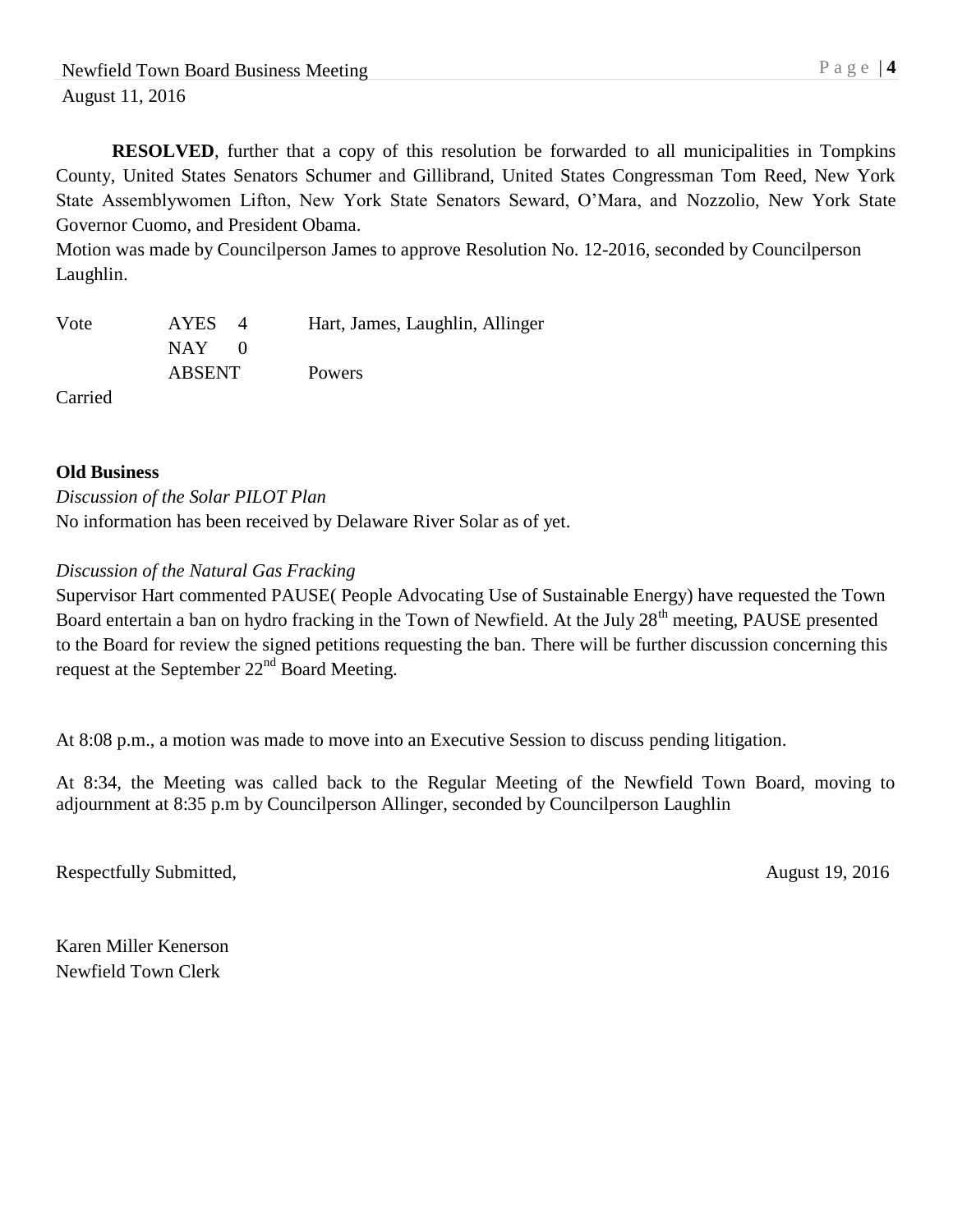**RESOLVED**, further that a copy of this resolution be forwarded to all municipalities in Tompkins County, United States Senators Schumer and Gillibrand, United States Congressman Tom Reed, New York State Assemblywomen Lifton, New York State Senators Seward, O'Mara, and Nozzolio, New York State Governor Cuomo, and President Obama.

Motion was made by Councilperson James to approve Resolution No. 12-2016, seconded by Councilperson Laughlin.

| | | | |
|---|---|---|---|
| Vote | AYES | 4 | Hart, James, Laughlin, Allinger |
| | NAY | 0 | |
| | ABSENT | | Powers |

Carried

**Old Business**

*Discussion of the Solar PILOT Plan*

No information has been received by Delaware River Solar as of yet.

*Discussion of the Natural Gas Fracking*

Supervisor Hart commented PAUSE( People Advocating Use of Sustainable Energy) have requested the Town Board entertain a ban on hydro fracking in the Town of Newfield. At the July 28th meeting, PAUSE presented to the Board for review the signed petitions requesting the ban. There will be further discussion concerning this request at the September 22nd Board Meeting.

At 8:08 p.m., a motion was made to move into an Executive Session to discuss pending litigation.

At 8:34, the Meeting was called back to the Regular Meeting of the Newfield Town Board, moving to adjournment at 8:35 p.m by Councilperson Allinger, seconded by Councilperson Laughlin

Respectfully Submitted, August 19, 2016

Karen Miller Kenerson
Newfield Town Clerk